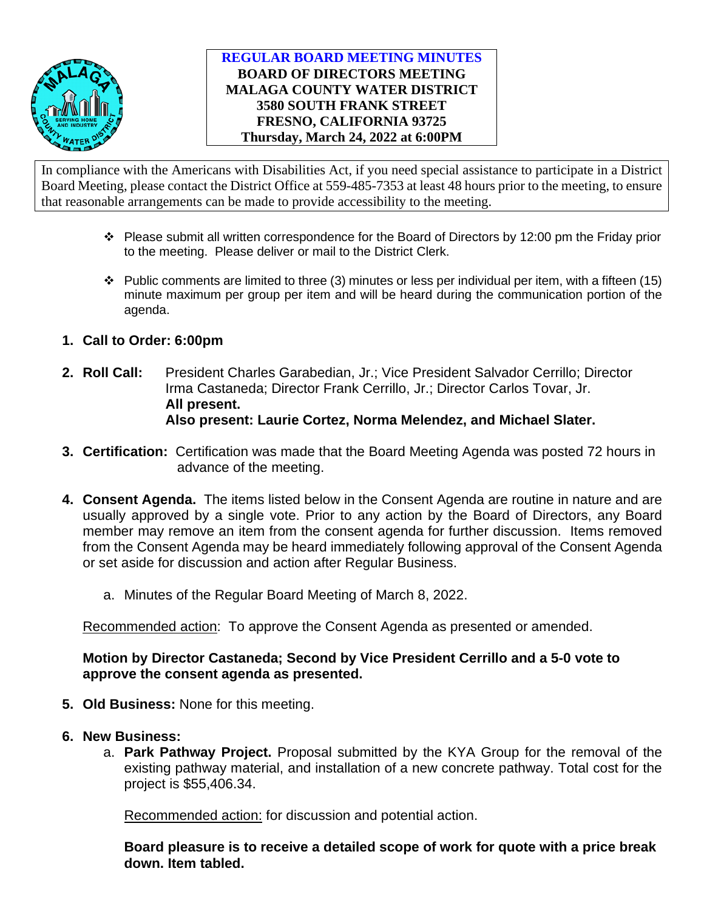**REGULAR BOARD MEETING MINUTES**
**BOARD OF DIRECTORS MEETING**
**MALAGA COUNTY WATER DISTRICT**
**3580 SOUTH FRANK STREET**
**FRESNO, CALIFORNIA 93725**
**Thursday, March 24, 2022 at 6:00PM**

In compliance with the Americans with Disabilities Act, if you need special assistance to participate in a District Board Meeting, please contact the District Office at 559-485-7353 at least 48 hours prior to the meeting, to ensure that reasonable arrangements can be made to provide accessibility to the meeting.

- Please submit all written correspondence for the Board of Directors by 12:00 pm the Friday prior to the meeting. Please deliver or mail to the District Clerk.
- Public comments are limited to three (3) minutes or less per individual per item, with a fifteen (15) minute maximum per group per item and will be heard during the communication portion of the agenda.

1. **Call to Order: 6:00pm**

2. **Roll Call:** President Charles Garabedian, Jr.; Vice President Salvador Cerrillo; Director Irma Castaneda; Director Frank Cerrillo, Jr.; Director Carlos Tovar, Jr.
   **All present.**
   **Also present: Laurie Cortez, Norma Melendez, and Michael Slater.**

3. **Certification:** Certification was made that the Board Meeting Agenda was posted 72 hours in advance of the meeting.

4. **Consent Agenda.** The items listed below in the Consent Agenda are routine in nature and are usually approved by a single vote. Prior to any action by the Board of Directors, any Board member may remove an item from the consent agenda for further discussion. Items removed from the Consent Agenda may be heard immediately following approval of the Consent Agenda or set aside for discussion and action after Regular Business.

   a. Minutes of the Regular Board Meeting of March 8, 2022.

   Recommended action: To approve the Consent Agenda as presented or amended.

   **Motion by Director Castaneda; Second by Vice President Cerrillo and a 5-0 vote to approve the consent agenda as presented.**

5. **Old Business:** None for this meeting.

6. **New Business:**

   a. **Park Pathway Project.** Proposal submitted by the KYA Group for the removal of the existing pathway material, and installation of a new concrete pathway. Total cost for the project is $55,406.34.

   Recommended action: for discussion and potential action.

   **Board pleasure is to receive a detailed scope of work for quote with a price break down. Item tabled.**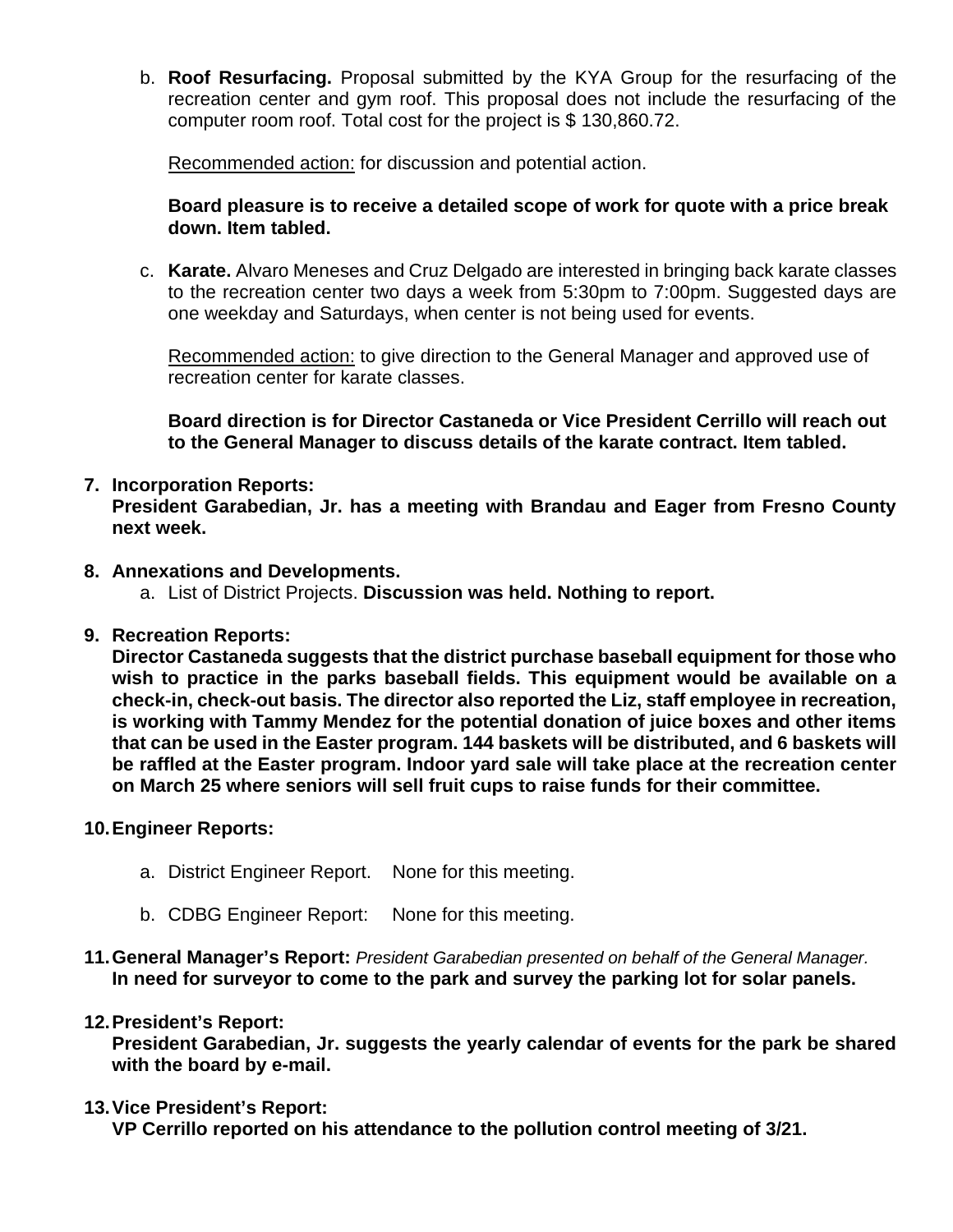b. **Roof Resurfacing.** Proposal submitted by the KYA Group for the resurfacing of the recreation center and gym roof. This proposal does not include the resurfacing of the computer room roof. Total cost for the project is $ 130,860.72.

   Recommended action: for discussion and potential action.

   **Board pleasure is to receive a detailed scope of work for quote with a price break down. Item tabled.**

c. **Karate.** Alvaro Meneses and Cruz Delgado are interested in bringing back karate classes to the recreation center two days a week from 5:30pm to 7:00pm. Suggested days are one weekday and Saturdays, when center is not being used for events.

   Recommended action: to give direction to the General Manager and approved use of recreation center for karate classes.

   **Board direction is for Director Castaneda or Vice President Cerrillo will reach out to the General Manager to discuss details of the karate contract. Item tabled.**

7. **Incorporation Reports:**
   **President Garabedian, Jr. has a meeting with Brandau and Eager from Fresno County next week.**

8. **Annexations and Developments.**
   a. List of District Projects. **Discussion was held. Nothing to report.**

9. **Recreation Reports:**
   **Director Castaneda suggests that the district purchase baseball equipment for those who wish to practice in the parks baseball fields. This equipment would be available on a check-in, check-out basis. The director also reported the Liz, staff employee in recreation, is working with Tammy Mendez for the potential donation of juice boxes and other items that can be used in the Easter program. 144 baskets will be distributed, and 6 baskets will be raffled at the Easter program. Indoor yard sale will take place at the recreation center on March 25 where seniors will sell fruit cups to raise funds for their committee.**

10. **Engineer Reports:**

    a. District Engineer Report. None for this meeting.

    b. CDBG Engineer Report: None for this meeting.

11. **General Manager's Report:** *President Garabedian presented on behalf of the General Manager.*
    **In need for surveyor to come to the park and survey the parking lot for solar panels.**

12. **President's Report:**
    **President Garabedian, Jr. suggests the yearly calendar of events for the park be shared with the board by e-mail.**

13. **Vice President's Report:**
    **VP Cerrillo reported on his attendance to the pollution control meeting of 3/21.**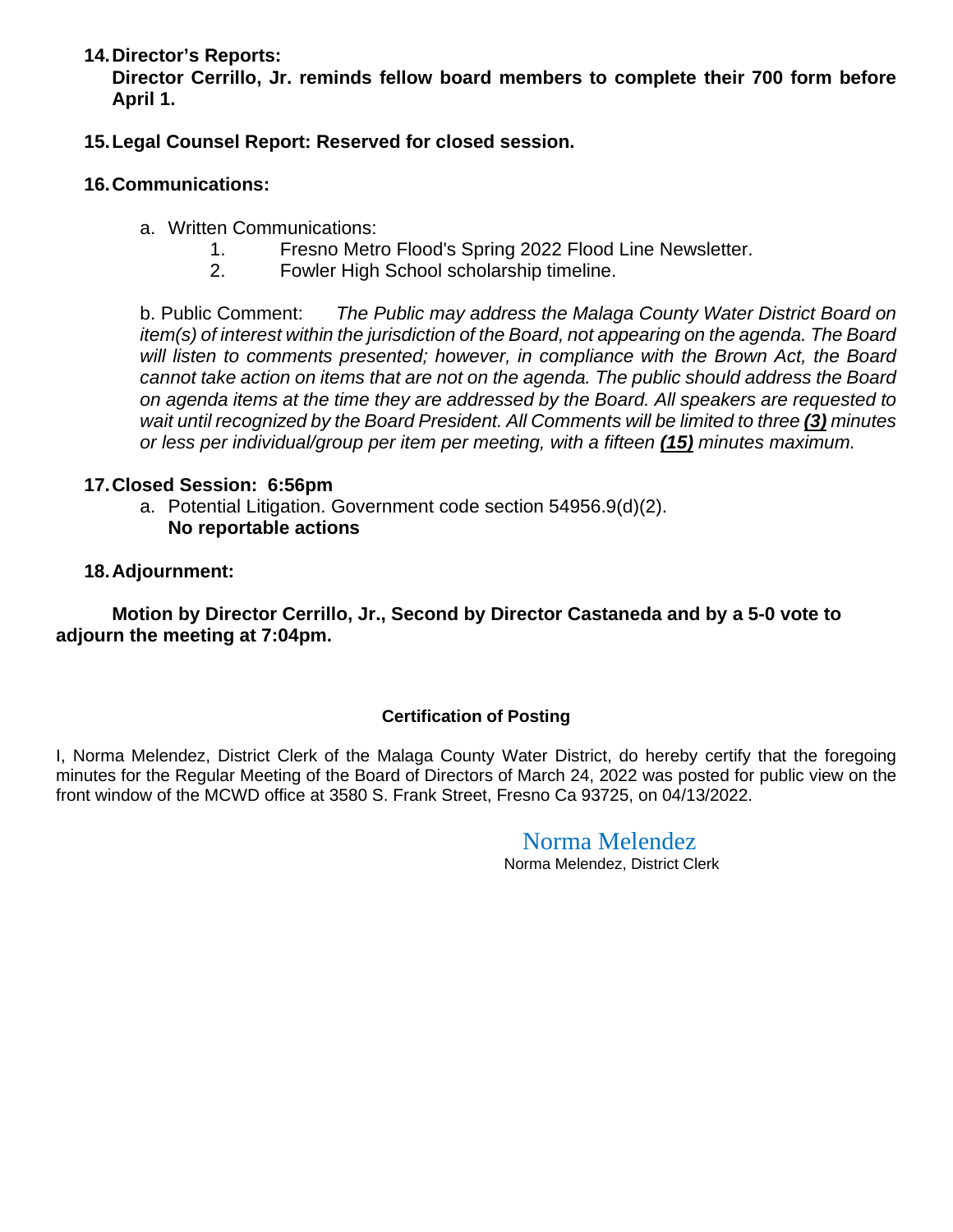**14. Director's Reports:**

**Director Cerrillo, Jr. reminds fellow board members to complete their 700 form before April 1.**

**15. Legal Counsel Report: Reserved for closed session.**

**16. Communications:**

a. Written Communications:
   1. Fresno Metro Flood's Spring 2022 Flood Line Newsletter.
   2. Fowler High School scholarship timeline.

b. Public Comment: *The Public may address the Malaga County Water District Board on item(s) of interest within the jurisdiction of the Board, not appearing on the agenda. The Board will listen to comments presented; however, in compliance with the Brown Act, the Board cannot take action on items that are not on the agenda. The public should address the Board on agenda items at the time they are addressed by the Board. All speakers are requested to wait until recognized by the Board President. All Comments will be limited to three **(3)** minutes or less per individual/group per item per meeting, with a fifteen **(15)** minutes maximum.*

**17. Closed Session: 6:56pm**

a. Potential Litigation. Government code section 54956.9(d)(2).
   **No reportable actions**

**18. Adjournment:**

**Motion by Director Cerrillo, Jr., Second by Director Castaneda and by a 5-0 vote to adjourn the meeting at 7:04pm.**

**Certification of Posting**

I, Norma Melendez, District Clerk of the Malaga County Water District, do hereby certify that the foregoing minutes for the Regular Meeting of the Board of Directors of March 24, 2022 was posted for public view on the front window of the MCWD office at 3580 S. Frank Street, Fresno Ca 93725, on 04/13/2022.

Norma Melendez

Norma Melendez, District Clerk